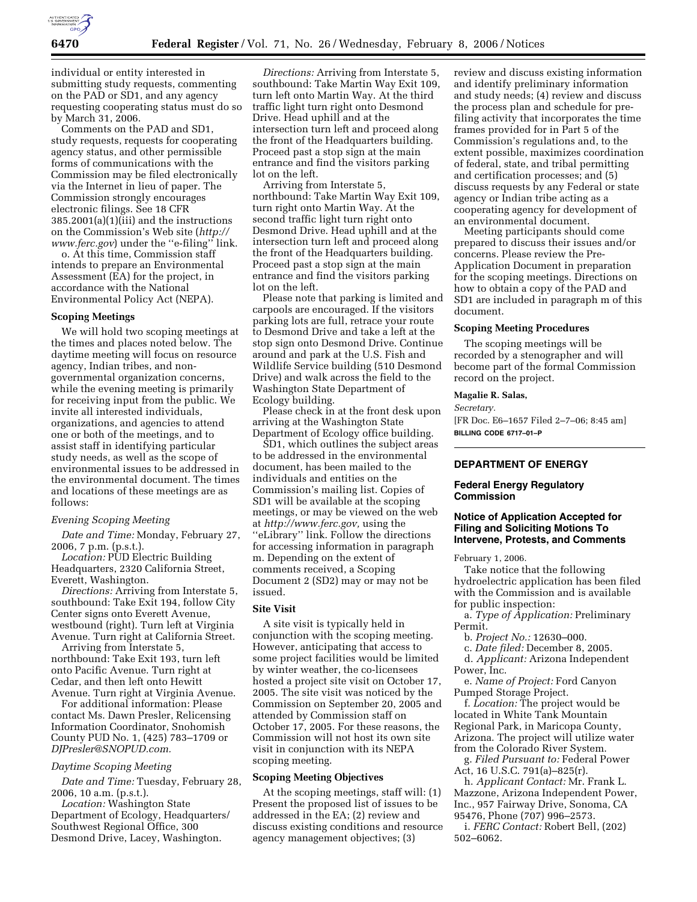individual or entity interested in submitting study requests, commenting on the PAD or SD1, and any agency requesting cooperating status must do so by March 31, 2006.

Comments on the PAD and SD1, study requests, requests for cooperating agency status, and other permissible forms of communications with the Commission may be filed electronically via the Internet in lieu of paper. The Commission strongly encourages electronic filings. See 18 CFR 385.2001(a)(1)(iii) and the instructions on the Commission's Web site (*http://www.ferc.gov*) under the "e-filing" link.

o. At this time, Commission staff intends to prepare an Environmental Assessment (EA) for the project, in accordance with the National Environmental Policy Act (NEPA).

### Scoping Meetings

We will hold two scoping meetings at the times and places noted below. The daytime meeting will focus on resource agency, Indian tribes, and non-governmental organization concerns, while the evening meeting is primarily for receiving input from the public. We invite all interested individuals, organizations, and agencies to attend one or both of the meetings, and to assist staff in identifying particular study needs, as well as the scope of environmental issues to be addressed in the environmental document. The times and locations of these meetings are as follows:

*Evening Scoping Meeting*

*Date and Time:* Monday, February 27, 2006, 7 p.m. (p.s.t.).

*Location:* PUD Electric Building Headquarters, 2320 California Street, Everett, Washington.

*Directions:* Arriving from Interstate 5, southbound: Take Exit 194, follow City Center signs onto Everett Avenue, westbound (right). Turn left at Virginia Avenue. Turn right at California Street.

Arriving from Interstate 5, northbound: Take Exit 193, turn left onto Pacific Avenue. Turn right at Cedar, and then left onto Hewitt Avenue. Turn right at Virginia Avenue.

For additional information: Please contact Ms. Dawn Presler, Relicensing Information Coordinator, Snohomish County PUD No. 1, (425) 783–1709 or *DJPresler@SNOPUD.com.*

*Daytime Scoping Meeting*

*Date and Time:* Tuesday, February 28, 2006, 10 a.m. (p.s.t.).

*Location:* Washington State Department of Ecology, Headquarters/Southwest Regional Office, 300 Desmond Drive, Lacey, Washington.

*Directions:* Arriving from Interstate 5, southbound: Take Martin Way Exit 109, turn left onto Martin Way. At the third traffic light turn right onto Desmond Drive. Head uphill and at the intersection turn left and proceed along the front of the Headquarters building. Proceed past a stop sign at the main entrance and find the visitors parking lot on the left.

Arriving from Interstate 5, northbound: Take Martin Way Exit 109, turn right onto Martin Way. At the second traffic light turn right onto Desmond Drive. Head uphill and at the intersection turn left and proceed along the front of the Headquarters building. Proceed past a stop sign at the main entrance and find the visitors parking lot on the left.

Please note that parking is limited and carpools are encouraged. If the visitors parking lots are full, retrace your route to Desmond Drive and take a left at the stop sign onto Desmond Drive. Continue around and park at the U.S. Fish and Wildlife Service building (510 Desmond Drive) and walk across the field to the Washington State Department of Ecology building.

Please check in at the front desk upon arriving at the Washington State Department of Ecology office building.

SD1, which outlines the subject areas to be addressed in the environmental document, has been mailed to the individuals and entities on the Commission's mailing list. Copies of SD1 will be available at the scoping meetings, or may be viewed on the web at *http://www.ferc.gov,* using the "eLibrary" link. Follow the directions for accessing information in paragraph m. Depending on the extent of comments received, a Scoping Document 2 (SD2) may or may not be issued.

### Site Visit

A site visit is typically held in conjunction with the scoping meeting. However, anticipating that access to some project facilities would be limited by winter weather, the co-licensees hosted a project site visit on October 17, 2005. The site visit was noticed by the Commission on September 20, 2005 and attended by Commission staff on October 17, 2005. For these reasons, the Commission will not host its own site visit in conjunction with its NEPA scoping meeting.

### Scoping Meeting Objectives

At the scoping meetings, staff will: (1) Present the proposed list of issues to be addressed in the EA; (2) review and discuss existing conditions and resource agency management objectives; (3) review and discuss existing information and identify preliminary information and study needs; (4) review and discuss the process plan and schedule for pre-filing activity that incorporates the time frames provided for in Part 5 of the Commission's regulations and, to the extent possible, maximizes coordination of federal, state, and tribal permitting and certification processes; and (5) discuss requests by any Federal or state agency or Indian tribe acting as a cooperating agency for development of an environmental document.

Meeting participants should come prepared to discuss their issues and/or concerns. Please review the Pre-Application Document in preparation for the scoping meetings. Directions on how to obtain a copy of the PAD and SD1 are included in paragraph m of this document.

### Scoping Meeting Procedures

The scoping meetings will be recorded by a stenographer and will become part of the formal Commission record on the project.

**Magalie R. Salas,**

*Secretary.*

[FR Doc. E6–1657 Filed 2–7–06; 8:45 am]

**BILLING CODE 6717–01–P**

## DEPARTMENT OF ENERGY

## Federal Energy Regulatory Commission

## Notice of Application Accepted for Filing and Soliciting Motions To Intervene, Protests, and Comments

February 1, 2006.

Take notice that the following hydroelectric application has been filed with the Commission and is available for public inspection:

a. *Type of Application:* Preliminary Permit.

b. *Project No.:* 12630–000.

c. *Date filed:* December 8, 2005.

d. *Applicant:* Arizona Independent Power, Inc.

e. *Name of Project:* Ford Canyon Pumped Storage Project.

f. *Location:* The project would be located in White Tank Mountain Regional Park, in Maricopa County, Arizona. The project will utilize water from the Colorado River System.

g. *Filed Pursuant to:* Federal Power Act, 16 U.S.C. 791(a)–825(r).

h. *Applicant Contact:* Mr. Frank L. Mazzone, Arizona Independent Power, Inc., 957 Fairway Drive, Sonoma, CA 95476, Phone (707) 996–2573.

i. *FERC Contact:* Robert Bell, (202) 502–6062.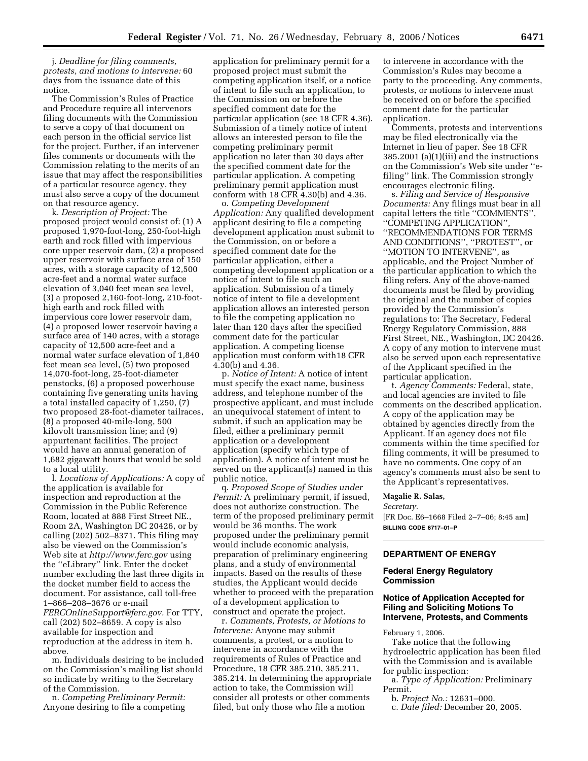j. *Deadline for filing comments, protests, and motions to intervene:* 60 days from the issuance date of this notice.

The Commission's Rules of Practice and Procedure require all intervenors filing documents with the Commission to serve a copy of that document on each person in the official service list for the project. Further, if an intervener files comments or documents with the Commission relating to the merits of an issue that may affect the responsibilities of a particular resource agency, they must also serve a copy of the document on that resource agency.

k. *Description of Project:* The proposed project would consist of: (1) A proposed 1,970-foot-long, 250-foot-high earth and rock filled with impervious core upper reservoir dam, (2) a proposed upper reservoir with surface area of 150 acres, with a storage capacity of 12,500 acre-feet and a normal water surface elevation of 3,040 feet mean sea level, (3) a proposed 2,160-foot-long, 210-foot-high earth and rock filled with impervious core lower reservoir dam, (4) a proposed lower reservoir having a surface area of 140 acres, with a storage capacity of 12,500 acre-feet and a normal water surface elevation of 1,840 feet mean sea level, (5) two proposed 14,070-foot-long, 25-foot-diameter penstocks, (6) a proposed powerhouse containing five generating units having a total installed capacity of 1,250, (7) two proposed 28-foot-diameter tailraces, (8) a proposed 40-mile-long, 500 kilovolt transmission line; and (9) appurtenant facilities. The project would have an annual generation of 1,682 gigawatt hours that would be sold to a local utility.

l. *Locations of Applications:* A copy of the application is available for inspection and reproduction at the Commission in the Public Reference Room, located at 888 First Street NE., Room 2A, Washington DC 20426, or by calling (202) 502–8371. This filing may also be viewed on the Commission's Web site at *http://www.ferc.gov* using the ''eLibrary'' link. Enter the docket number excluding the last three digits in the docket number field to access the document. For assistance, call toll-free 1–866–208–3676 or e-mail *FERCOnlineSupport@ferc.gov*. For TTY, call (202) 502–8659. A copy is also available for inspection and reproduction at the address in item h. above.

m. Individuals desiring to be included on the Commission's mailing list should so indicate by writing to the Secretary of the Commission.

n. *Competing Preliminary Permit:* Anyone desiring to file a competing application for preliminary permit for a proposed project must submit the competing application itself, or a notice of intent to file such an application, to the Commission on or before the specified comment date for the particular application (see 18 CFR 4.36). Submission of a timely notice of intent allows an interested person to file the competing preliminary permit application no later than 30 days after the specified comment date for the particular application. A competing preliminary permit application must conform with 18 CFR 4.30(b) and 4.36.

o. *Competing Development Application:* Any qualified development applicant desiring to file a competing development application must submit to the Commission, on or before a specified comment date for the particular application, either a competing development application or a notice of intent to file such an application. Submission of a timely notice of intent to file a development application allows an interested person to file the competing application no later than 120 days after the specified comment date for the particular application. A competing license application must conform with18 CFR 4.30(b) and 4.36.

p. *Notice of Intent:* A notice of intent must specify the exact name, business address, and telephone number of the prospective applicant, and must include an unequivocal statement of intent to submit, if such an application may be filed, either a preliminary permit application or a development application (specify which type of application). A notice of intent must be served on the applicant(s) named in this public notice.

q. *Proposed Scope of Studies under Permit:* A preliminary permit, if issued, does not authorize construction. The term of the proposed preliminary permit would be 36 months. The work proposed under the preliminary permit would include economic analysis, preparation of preliminary engineering plans, and a study of environmental impacts. Based on the results of these studies, the Applicant would decide whether to proceed with the preparation of a development application to construct and operate the project.

r. *Comments, Protests, or Motions to Intervene:* Anyone may submit comments, a protest, or a motion to intervene in accordance with the requirements of Rules of Practice and Procedure, 18 CFR 385.210, 385.211, 385.214. In determining the appropriate action to take, the Commission will consider all protests or other comments filed, but only those who file a motion to intervene in accordance with the Commission's Rules may become a party to the proceeding. Any comments, protests, or motions to intervene must be received on or before the specified comment date for the particular application.

Comments, protests and interventions may be filed electronically via the Internet in lieu of paper. See 18 CFR 385.2001 (a)(1)(iii) and the instructions on the Commission's Web site under ''e-filing'' link. The Commission strongly encourages electronic filing.

s. *Filing and Service of Responsive Documents:* Any filings must bear in all capital letters the title ''COMMENTS'', ''COMPETING APPLICATION'', ''RECOMMENDATIONS FOR TERMS AND CONDITIONS'', ''PROTEST'', or ''MOTION TO INTERVENE'', as applicable, and the Project Number of the particular application to which the filing refers. Any of the above-named documents must be filed by providing the original and the number of copies provided by the Commission's regulations to: The Secretary, Federal Energy Regulatory Commission, 888 First Street, NE., Washington, DC 20426. A copy of any motion to intervene must also be served upon each representative of the Applicant specified in the particular application.

t. *Agency Comments:* Federal, state, and local agencies are invited to file comments on the described application. A copy of the application may be obtained by agencies directly from the Applicant. If an agency does not file comments within the time specified for filing comments, it will be presumed to have no comments. One copy of an agency's comments must also be sent to the Applicant's representatives.

**Magalie R. Salas,**

*Secretary.*

[FR Doc. E6–1668 Filed 2–7–06; 8:45 am]

**BILLING CODE 6717–01–P**

## DEPARTMENT OF ENERGY

### Federal Energy Regulatory Commission

### Notice of Application Accepted for Filing and Soliciting Motions To Intervene, Protests, and Comments

February 1, 2006.

Take notice that the following hydroelectric application has been filed with the Commission and is available for public inspection:

a. *Type of Application:* Preliminary Permit.

b. *Project No.:* 12631–000.

c. *Date filed:* December 20, 2005.